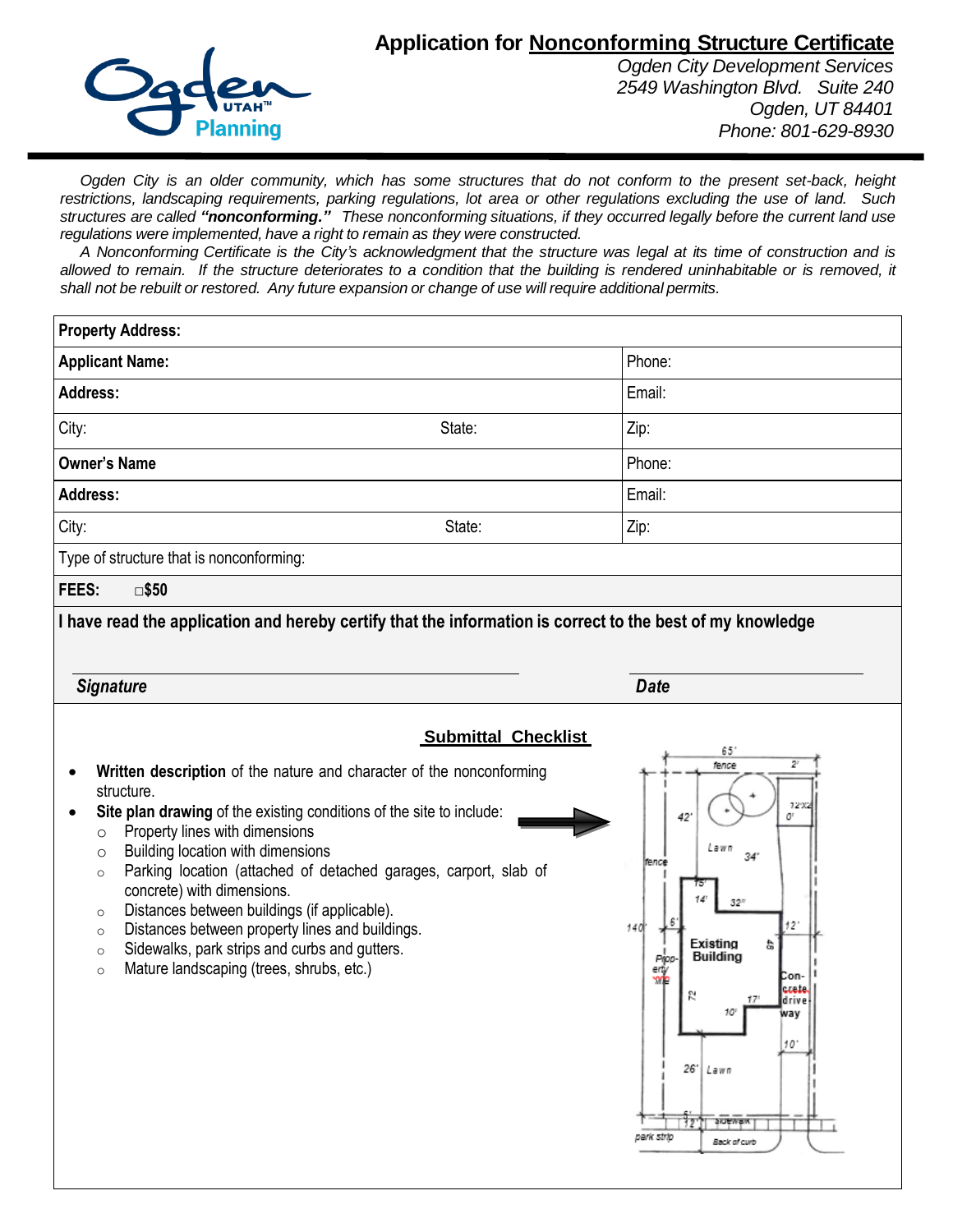# Application for Nonconforming Structure Certificate

*Ogden City Development Services*
*2549 Washington Blvd. Suite 240*
*Ogden, UT 84401*
*Phone: 801-629-8930*

*Ogden City is an older community, which has some structures that do not conform to the present set-back, height restrictions, landscaping requirements, parking regulations, lot area or other regulations excluding the use of land. Such structures are called **"nonconforming."** These nonconforming situations, if they occurred legally before the current land use regulations were implemented, have a right to remain as they were constructed.*

*A Nonconforming Certificate is the City's acknowledgment that the structure was legal at its time of construction and is allowed to remain. If the structure deteriorates to a condition that the building is rendered uninhabitable or is removed, it shall not be rebuilt or restored. Any future expansion or change of use will require additional permits.*

| **Property Address:** | | |
|---|---|---|
| **Applicant Name:** | | Phone: |
| **Address:** | | Email: |
| City: | State: | Zip: |
| **Owner's Name** | | Phone: |
| **Address:** | | Email: |
| City: | State: | Zip: |
| Type of structure that is nonconforming: | | |
| **FEES:** □**$50** | | |

**I have read the application and hereby certify that the information is correct to the best of my knowledge**

***Signature*** ______________________ ***Date*** ______________________

## Submittal Checklist

- **Written description** of the nature and character of the nonconforming structure.
- **Site plan drawing** of the existing conditions of the site to include:
  - Property lines with dimensions
  - Building location with dimensions
  - Parking location (attached of detached garages, carport, slab of concrete) with dimensions.
  - Distances between buildings (if applicable).
  - Distances between property lines and buildings.
  - Sidewalks, park strips and curbs and gutters.
  - Mature landscaping (trees, shrubs, etc.)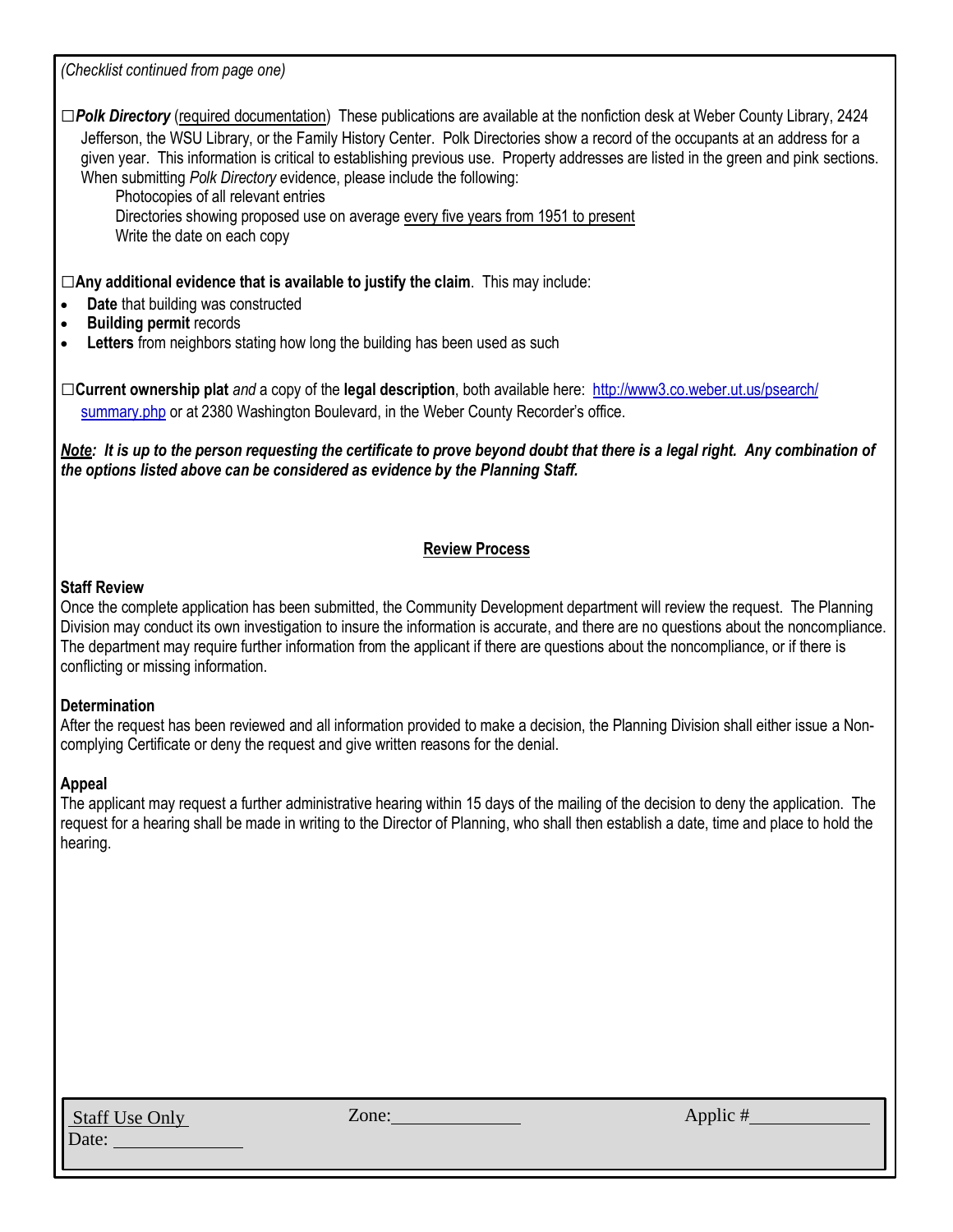*(Checklist continued from page one)*

☐***Polk Directory*** (required documentation) These publications are available at the nonfiction desk at Weber County Library, 2424 Jefferson, the WSU Library, or the Family History Center. Polk Directories show a record of the occupants at an address for a given year. This information is critical to establishing previous use. Property addresses are listed in the green and pink sections. When submitting *Polk Directory* evidence, please include the following:

Photocopies of all relevant entries
Directories showing proposed use on average every five years from 1951 to present
Write the date on each copy

☐**Any additional evidence that is available to justify the claim**. This may include:

- **Date** that building was constructed
- **Building permit** records
- **Letters** from neighbors stating how long the building has been used as such

☐**Current ownership plat** *and* a copy of the **legal description**, both available here: [http://www3.co.weber.ut.us/psearch/summary.php](http://www3.co.weber.ut.us/psearch/summary.php) or at 2380 Washington Boulevard, in the Weber County Recorder's office.

***Note: It is up to the person requesting the certificate to prove beyond doubt that there is a legal right. Any combination of the options listed above can be considered as evidence by the Planning Staff.***

## Review Process

**Staff Review**
Once the complete application has been submitted, the Community Development department will review the request. The Planning Division may conduct its own investigation to insure the information is accurate, and there are no questions about the noncompliance. The department may require further information from the applicant if there are questions about the noncompliance, or if there is conflicting or missing information.

**Determination**
After the request has been reviewed and all information provided to make a decision, the Planning Division shall either issue a Non-complying Certificate or deny the request and give written reasons for the denial.

**Appeal**
The applicant may request a further administrative hearing within 15 days of the mailing of the decision to deny the application. The request for a hearing shall be made in writing to the Director of Planning, who shall then establish a date, time and place to hold the hearing.

| | | |
|---|---|---|
| Staff Use Only<br>Date: ____________ | Zone: ____________ | Applic # ____________ |